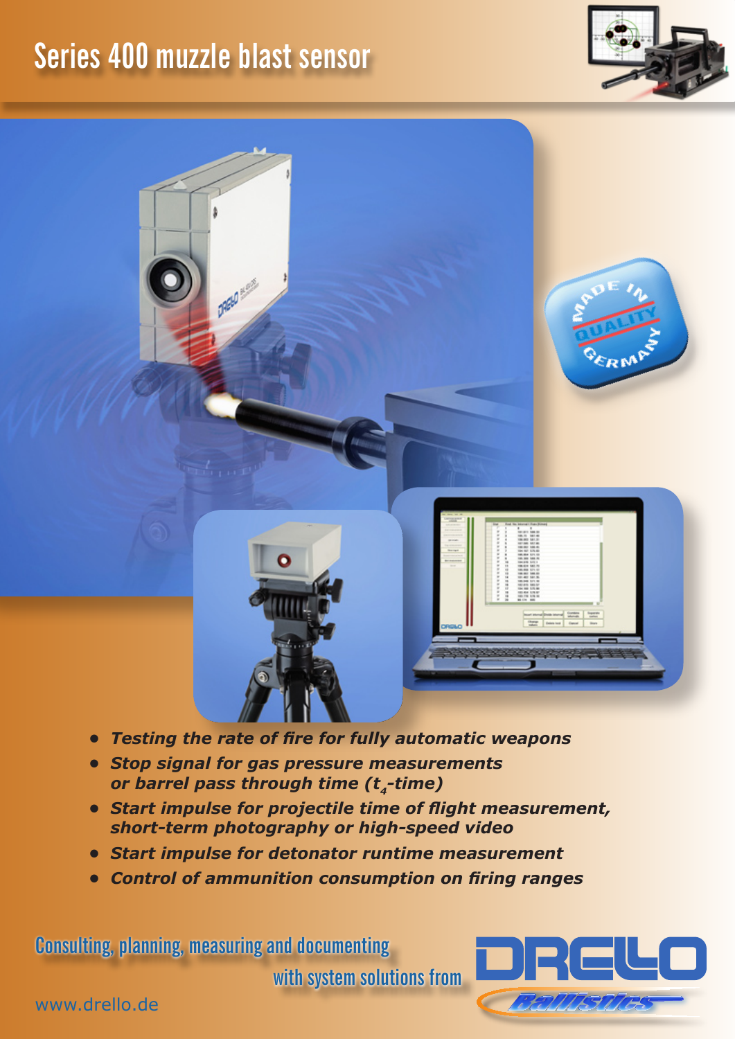# Series 400 muzzle blast sensor

- ***Testing the rate of fire for fully automatic weapons***
- ***Stop signal for gas pressure measurements or barrel pass through time ($t_4$-time)***
- ***Start impulse for projectile time of flight measurement, short-term photography or high-speed video***
- ***Start impulse for detonator runtime measurement***
- ***Control of ammunition consumption on firing ranges***

Consulting, planning, measuring and documenting with system solutions from

DRELLO Ballistics

www.drello.de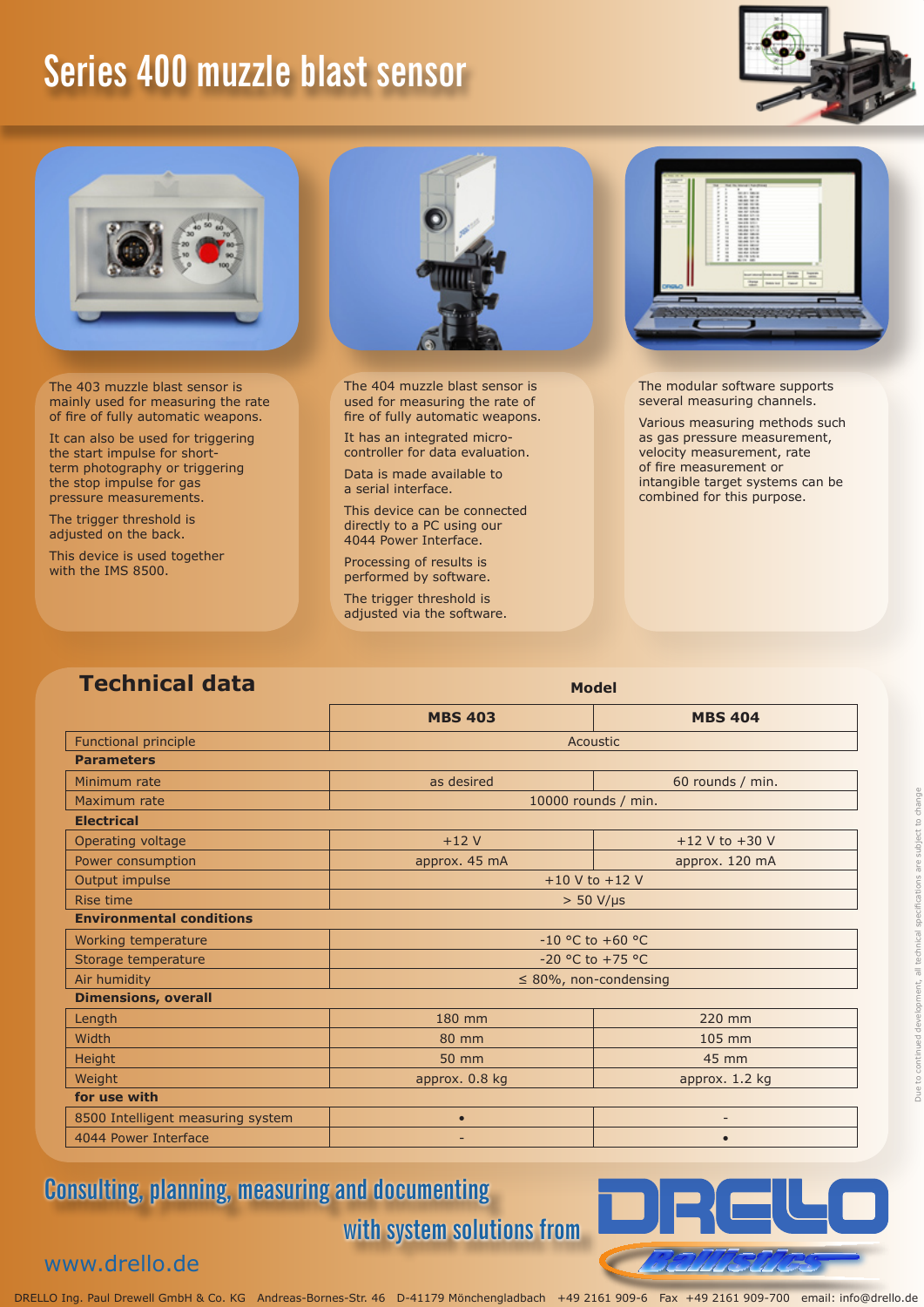# Series 400 muzzle blast sensor

The 403 muzzle blast sensor is mainly used for measuring the rate of fire of fully automatic weapons.

It can also be used for triggering the start impulse for short-term photography or triggering the stop impulse for gas pressure measurements.

The trigger threshold is adjusted on the back.

This device is used together with the IMS 8500.

The 404 muzzle blast sensor is used for measuring the rate of fire of fully automatic weapons.

It has an integrated micro-controller for data evaluation.

Data is made available to a serial interface.

This device can be connected directly to a PC using our 4044 Power Interface.

Processing of results is performed by software.

The trigger threshold is adjusted via the software.

The modular software supports several measuring channels.

Various measuring methods such as gas pressure measurement, velocity measurement, rate of fire measurement or intangible target systems can be combined for this purpose.

## Technical data

| | Model | |
|---|---|---|
| | **MBS 403** | **MBS 404** |
| Functional principle | Acoustic | |
| **Parameters** | | |
| Minimum rate | as desired | 60 rounds / min. |
| Maximum rate | 10000 rounds / min. | |
| **Electrical** | | |
| Operating voltage | +12 V | +12 V to +30 V |
| Power consumption | approx. 45 mA | approx. 120 mA |
| Output impulse | +10 V to +12 V | |
| Rise time | > 50 V/µs | |
| **Environmental conditions** | | |
| Working temperature | -10 °C to +60 °C | |
| Storage temperature | -20 °C to +75 °C | |
| Air humidity | ≤ 80%, non-condensing | |
| **Dimensions, overall** | | |
| Length | 180 mm | 220 mm |
| Width | 80 mm | 105 mm |
| Height | 50 mm | 45 mm |
| Weight | approx. 0.8 kg | approx. 1.2 kg |
| **for use with** | | |
| 8500 Intelligent measuring system | • | - |
| 4044 Power Interface | - | • |

Due to continued development, all technical specifications are subject to change

Consulting, planning, measuring and documenting with system solutions from DRELLO Ballistics

www.drello.de

DRELLO Ing. Paul Drewell GmbH & Co. KG Andreas-Bornes-Str. 46 D-41179 Mönchengladbach +49 2161 909-6 Fax +49 2161 909-700 email: info@drello.de